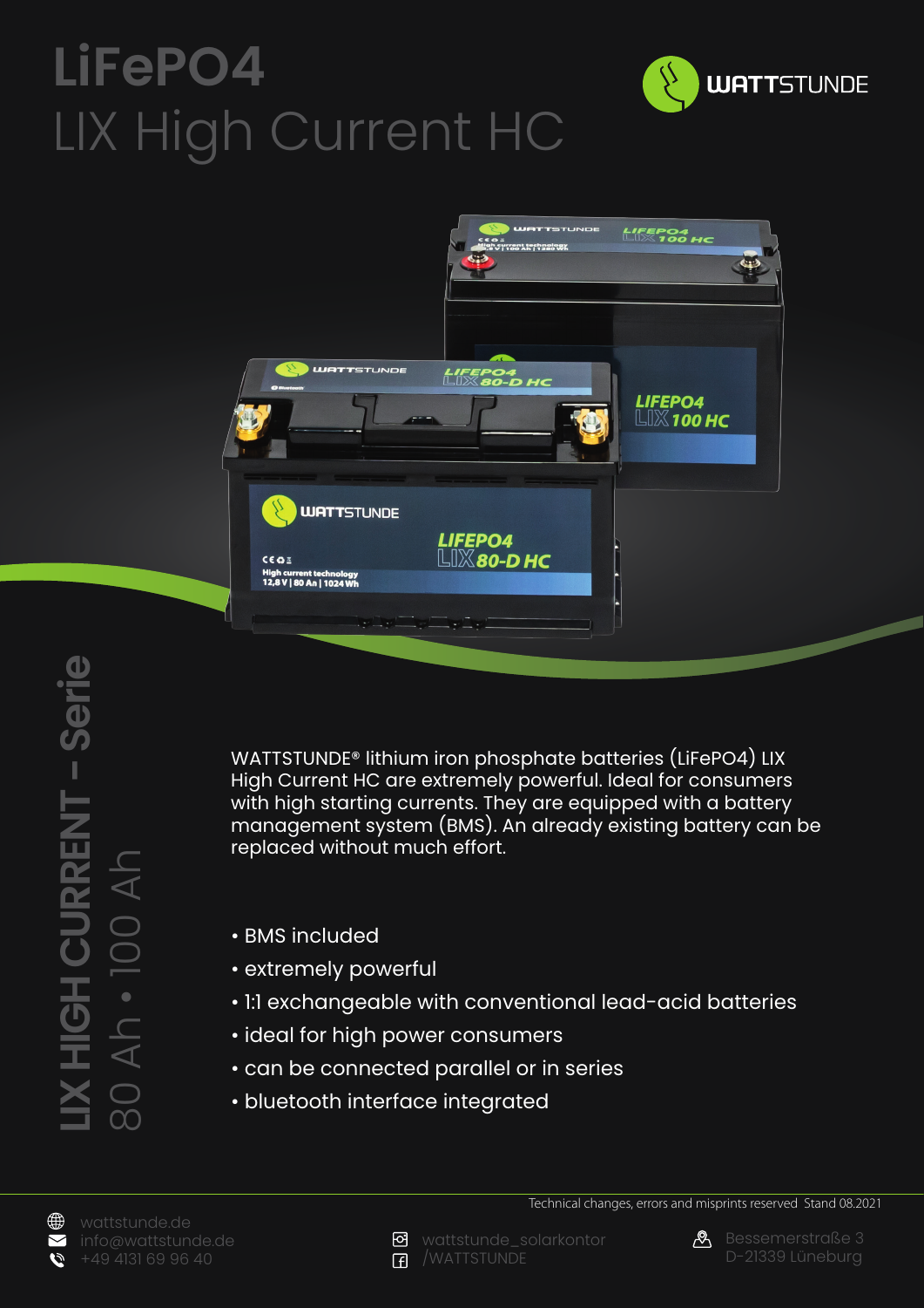# LiFePO4

## LIX High Current HC

WATTSTUNDE

LIX HIGH CURRENT – Serie

80 Ah • 100 Ah

WATTSTUNDE® lithium iron phosphate batteries (LiFePO4) LIX High Current HC are extremely powerful. Ideal for consumers with high starting currents. They are equipped with a battery management system (BMS). An already existing battery can be replaced without much effort.

- BMS included
- extremely powerful
- 1:1 exchangeable with conventional lead-acid batteries
- ideal for high power consumers
- can be connected parallel or in series
- bluetooth interface integrated

Technical changes, errors and misprints reserved Stand 08.2021

wattstunde.de
info@wattstunde.de
+49 4131 69 96 40

wattstunde_solarkontor
/WATTSTUNDE

Bessemerstraße 3
D-21339 Lüneburg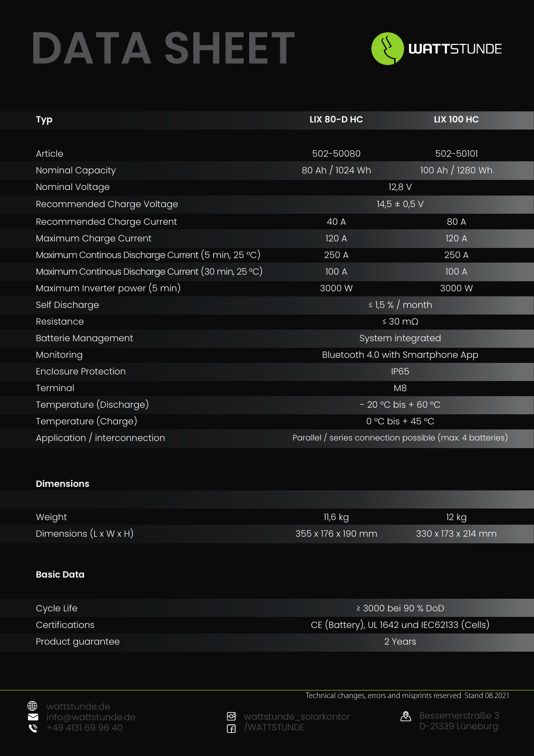# DATA SHEET

WATTSTUNDE

| Typ | LIX 80-D HC | LIX 100 HC |
|---|---|---|
| Article | 502-50080 | 502-50101 |
| Nominal Capacity | 80 Ah / 1024 Wh | 100 Ah / 1280 Wh |
| Nominal Voltage | 12,8 V | |
| Recommended Charge Voltage | 14,5 ± 0,5 V | |
| Recommended Charge Current | 40 A | 80 A |
| Maximum Charge Current | 120 A | 120 A |
| Maximum Continous Discharge Current (5 min, 25 °C) | 250 A | 250 A |
| Maximum Continous Discharge Current (30 min, 25 °C) | 100 A | 100 A |
| Maximum Inverter power (5 min) | 3000 W | 3000 W |
| Self Discharge | ≤ 1,5 % / month | |
| Resistance | ≤ 30 mΩ | |
| Batterie Management | System integrated | |
| Monitoring | Bluetooth 4.0 with Smartphone App | |
| Enclosure Protection | IP65 | |
| Terminal | M8 | |
| Temperature (Discharge) | - 20 °C bis + 60 °C | |
| Temperature (Charge) | 0 °C bis + 45 °C | |
| Application / interconnection | Parallel / series connection possible (max. 4 batteries) | |

**Dimensions**

| | | |
|---|---|---|
| Weight | 11,6 kg | 12 kg |
| Dimensions (L x W x H) | 355 x 176 x 190 mm | 330 x 173 x 214 mm |

**Basic Data**

| | |
|---|---|
| Cycle Life | ≥ 3000 bei 90 % DoD |
| Certifications | CE (Battery), UL 1642 und IEC62133 (Cells) |
| Product guarantee | 2 Years |

Technical changes, errors and misprints reserved Stand 08.2021

wattstunde.de
info@wattstunde.de
+49 4131 69 96 40

wattstunde_solarkontor
/WATTSTUNDE

Bessemerstraße 3
D-21339 Lüneburg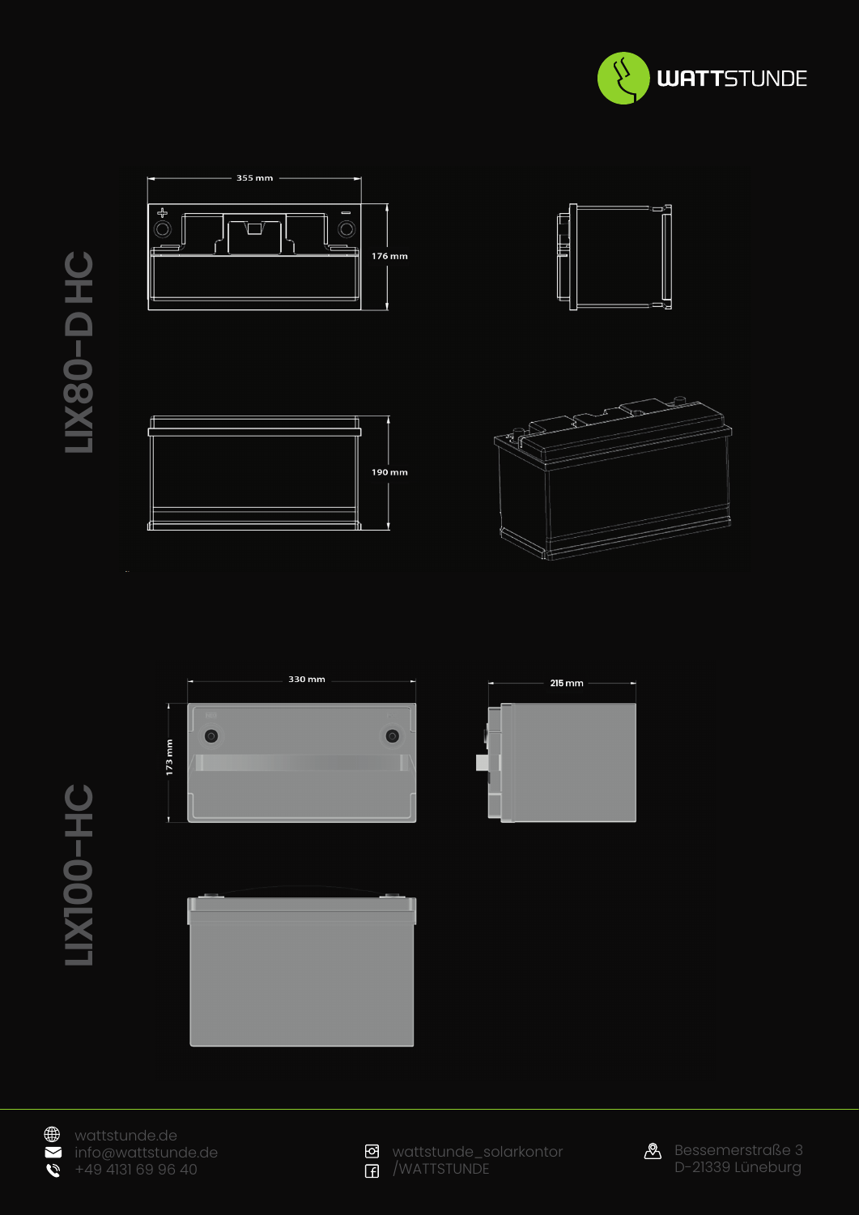WATTSTUNDE

# LIX80-D HC

355 mm

176 mm

190 mm

# LIX100-HC

330 mm

173 mm

215 mm

wattstunde.de
info@wattstunde.de
+49 4131 69 96 40

wattstunde_solarkontor
/WATTSTUNDE

Bessemerstraße 3
D-21339 Lüneburg